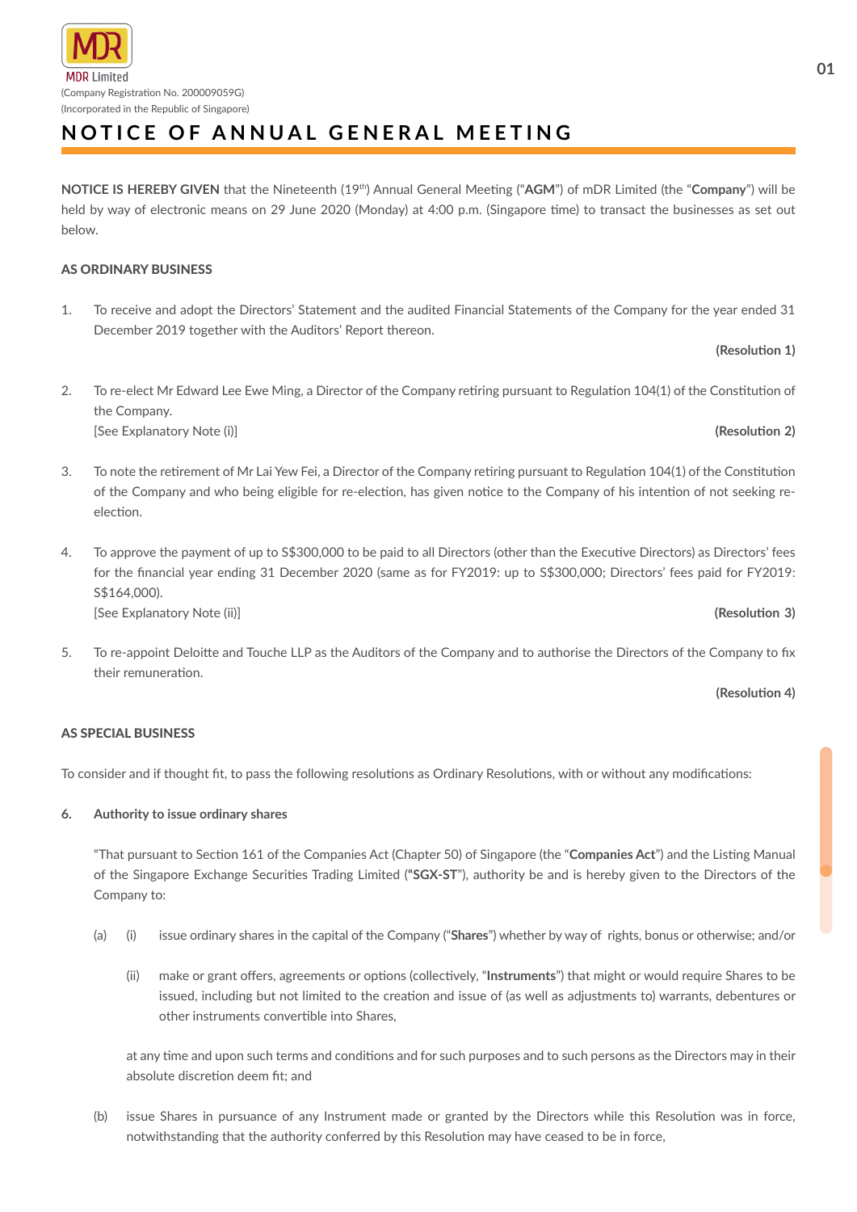MDR Limited

(Company Registration No. 200009059G)

(Incorporated in the Republic of Singapore)

# NOTICE OF ANNUAL GENERAL MEETING

**NOTICE IS HEREBY GIVEN** that the Nineteenth (19th) Annual General Meeting ("**AGM**") of mDR Limited (the "**Company**") will be held by way of electronic means on 29 June 2020 (Monday) at 4:00 p.m. (Singapore time) to transact the businesses as set out below.

**AS ORDINARY BUSINESS**

1. To receive and adopt the Directors' Statement and the audited Financial Statements of the Company for the year ended 31 December 2019 together with the Auditors' Report thereon.

   **(Resolution 1)**

2. To re-elect Mr Edward Lee Ewe Ming, a Director of the Company retiring pursuant to Regulation 104(1) of the Constitution of the Company.
   [See Explanatory Note (i)] **(Resolution 2)**

3. To note the retirement of Mr Lai Yew Fei, a Director of the Company retiring pursuant to Regulation 104(1) of the Constitution of the Company and who being eligible for re-election, has given notice to the Company of his intention of not seeking re-election.

4. To approve the payment of up to S$300,000 to be paid to all Directors (other than the Executive Directors) as Directors' fees for the financial year ending 31 December 2020 (same as for FY2019: up to S$300,000; Directors' fees paid for FY2019: S$164,000).
   [See Explanatory Note (ii)] **(Resolution 3)**

5. To re-appoint Deloitte and Touche LLP as the Auditors of the Company and to authorise the Directors of the Company to fix their remuneration.

   **(Resolution 4)**

**AS SPECIAL BUSINESS**

To consider and if thought fit, to pass the following resolutions as Ordinary Resolutions, with or without any modifications:

**6. Authority to issue ordinary shares**

"That pursuant to Section 161 of the Companies Act (Chapter 50) of Singapore (the "**Companies Act**") and the Listing Manual of the Singapore Exchange Securities Trading Limited (**"SGX-ST**"), authority be and is hereby given to the Directors of the Company to:

(a) (i) issue ordinary shares in the capital of the Company ("**Shares**") whether by way of rights, bonus or otherwise; and/or

(ii) make or grant offers, agreements or options (collectively, "**Instruments**") that might or would require Shares to be issued, including but not limited to the creation and issue of (as well as adjustments to) warrants, debentures or other instruments convertible into Shares,

at any time and upon such terms and conditions and for such purposes and to such persons as the Directors may in their absolute discretion deem fit; and

(b) issue Shares in pursuance of any Instrument made or granted by the Directors while this Resolution was in force, notwithstanding that the authority conferred by this Resolution may have ceased to be in force,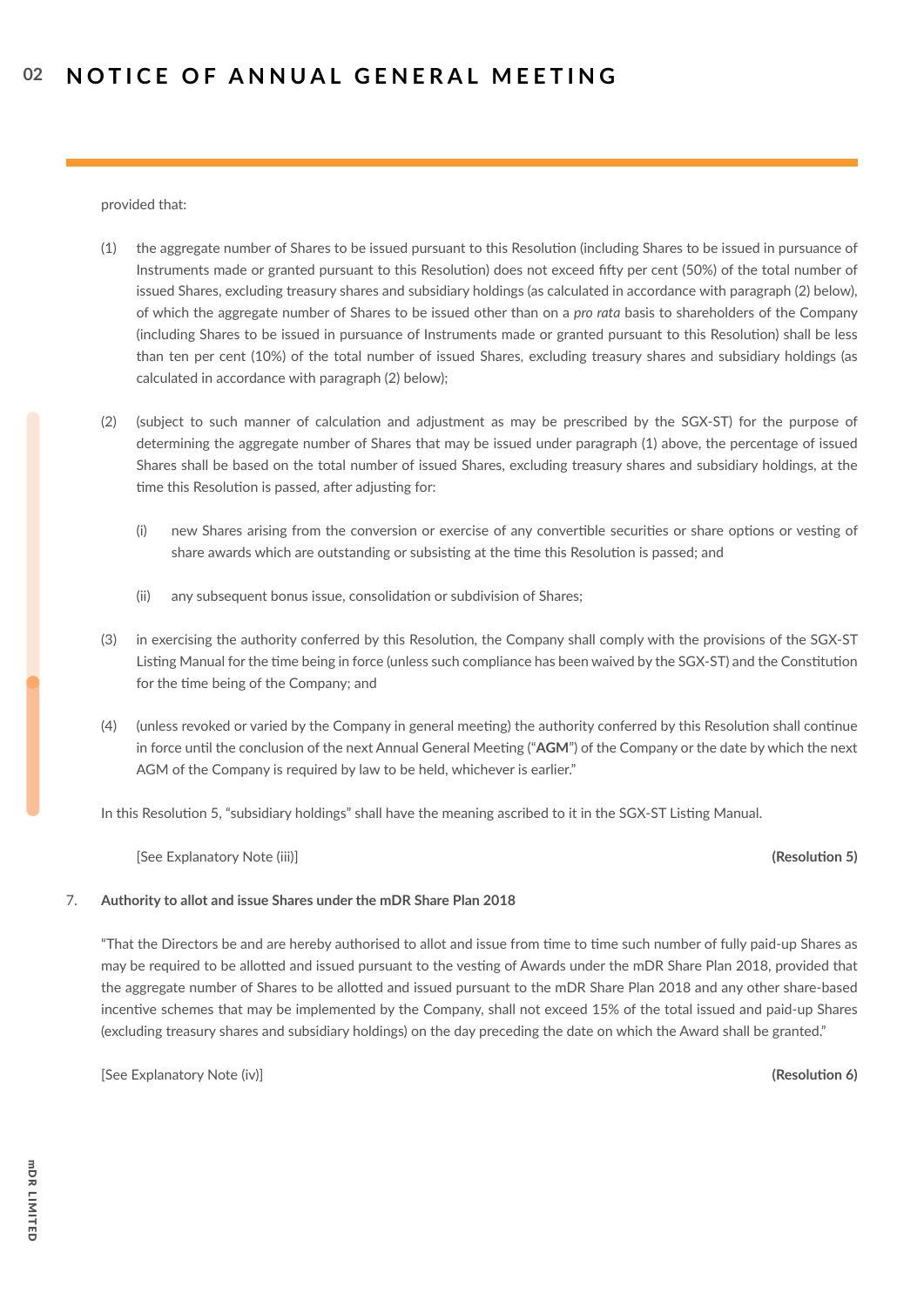provided that:

(1) the aggregate number of Shares to be issued pursuant to this Resolution (including Shares to be issued in pursuance of Instruments made or granted pursuant to this Resolution) does not exceed fifty per cent (50%) of the total number of issued Shares, excluding treasury shares and subsidiary holdings (as calculated in accordance with paragraph (2) below), of which the aggregate number of Shares to be issued other than on a *pro rata* basis to shareholders of the Company (including Shares to be issued in pursuance of Instruments made or granted pursuant to this Resolution) shall be less than ten per cent (10%) of the total number of issued Shares, excluding treasury shares and subsidiary holdings (as calculated in accordance with paragraph (2) below);

(2) (subject to such manner of calculation and adjustment as may be prescribed by the SGX-ST) for the purpose of determining the aggregate number of Shares that may be issued under paragraph (1) above, the percentage of issued Shares shall be based on the total number of issued Shares, excluding treasury shares and subsidiary holdings, at the time this Resolution is passed, after adjusting for:

(i) new Shares arising from the conversion or exercise of any convertible securities or share options or vesting of share awards which are outstanding or subsisting at the time this Resolution is passed; and

(ii) any subsequent bonus issue, consolidation or subdivision of Shares;

(3) in exercising the authority conferred by this Resolution, the Company shall comply with the provisions of the SGX-ST Listing Manual for the time being in force (unless such compliance has been waived by the SGX-ST) and the Constitution for the time being of the Company; and

(4) (unless revoked or varied by the Company in general meeting) the authority conferred by this Resolution shall continue in force until the conclusion of the next Annual General Meeting ("**AGM**") of the Company or the date by which the next AGM of the Company is required by law to be held, whichever is earlier."

In this Resolution 5, "subsidiary holdings" shall have the meaning ascribed to it in the SGX-ST Listing Manual.

[See Explanatory Note (iii)] **(Resolution 5)**

7. **Authority to allot and issue Shares under the mDR Share Plan 2018**

"That the Directors be and are hereby authorised to allot and issue from time to time such number of fully paid-up Shares as may be required to be allotted and issued pursuant to the vesting of Awards under the mDR Share Plan 2018, provided that the aggregate number of Shares to be allotted and issued pursuant to the mDR Share Plan 2018 and any other share-based incentive schemes that may be implemented by the Company, shall not exceed 15% of the total issued and paid-up Shares (excluding treasury shares and subsidiary holdings) on the day preceding the date on which the Award shall be granted."

[See Explanatory Note (iv)] **(Resolution 6)**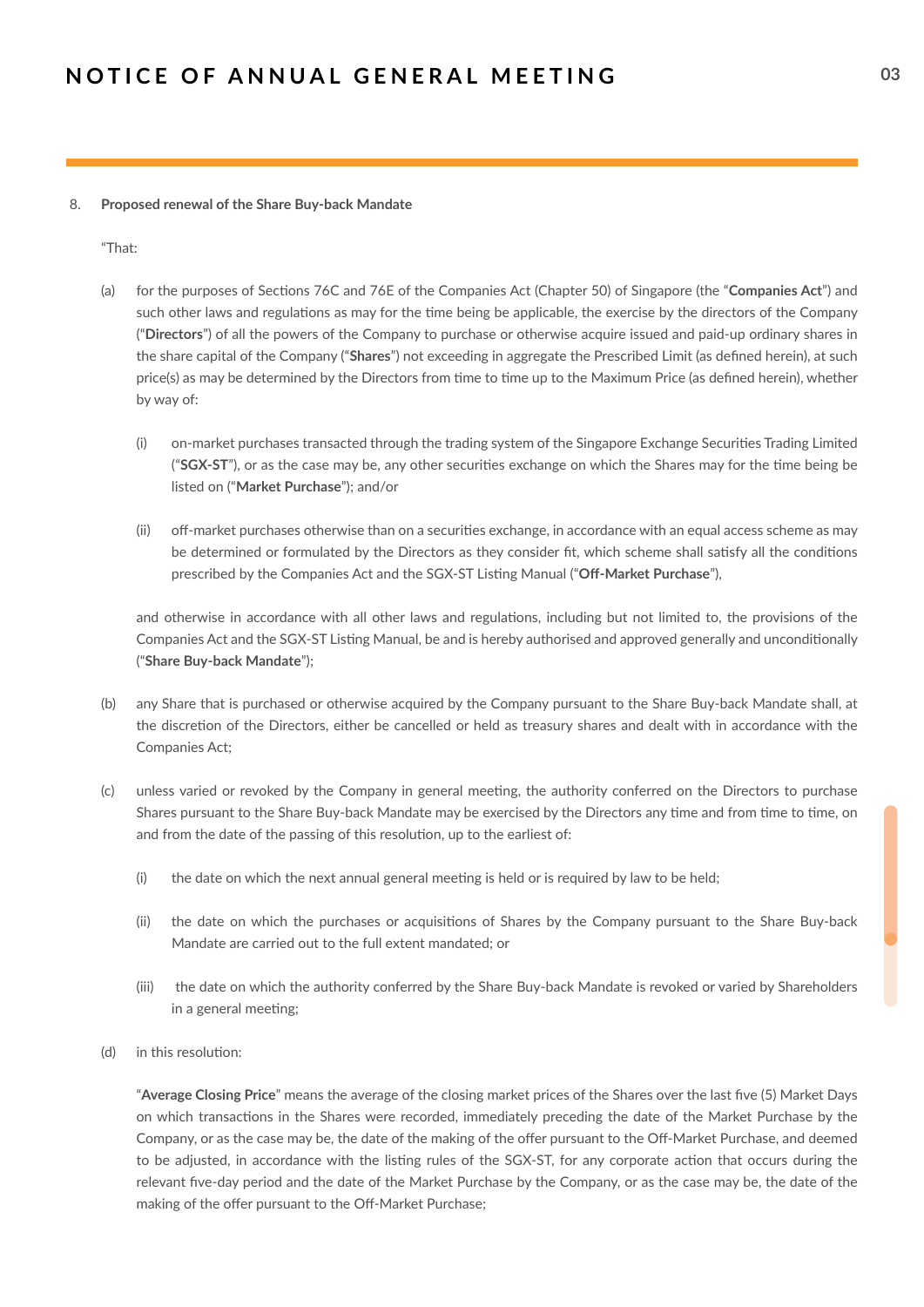8. **Proposed renewal of the Share Buy-back Mandate**

"That:

(a) for the purposes of Sections 76C and 76E of the Companies Act (Chapter 50) of Singapore (the "**Companies Act**") and such other laws and regulations as may for the time being be applicable, the exercise by the directors of the Company ("**Directors**") of all the powers of the Company to purchase or otherwise acquire issued and paid-up ordinary shares in the share capital of the Company ("**Shares**") not exceeding in aggregate the Prescribed Limit (as defined herein), at such price(s) as may be determined by the Directors from time to time up to the Maximum Price (as defined herein), whether by way of:

(i) on-market purchases transacted through the trading system of the Singapore Exchange Securities Trading Limited ("**SGX-ST**"), or as the case may be, any other securities exchange on which the Shares may for the time being be listed on ("**Market Purchase**"); and/or

(ii) off-market purchases otherwise than on a securities exchange, in accordance with an equal access scheme as may be determined or formulated by the Directors as they consider fit, which scheme shall satisfy all the conditions prescribed by the Companies Act and the SGX-ST Listing Manual ("**Off-Market Purchase**"),

and otherwise in accordance with all other laws and regulations, including but not limited to, the provisions of the Companies Act and the SGX-ST Listing Manual, be and is hereby authorised and approved generally and unconditionally ("**Share Buy-back Mandate**");

(b) any Share that is purchased or otherwise acquired by the Company pursuant to the Share Buy-back Mandate shall, at the discretion of the Directors, either be cancelled or held as treasury shares and dealt with in accordance with the Companies Act;

(c) unless varied or revoked by the Company in general meeting, the authority conferred on the Directors to purchase Shares pursuant to the Share Buy-back Mandate may be exercised by the Directors any time and from time to time, on and from the date of the passing of this resolution, up to the earliest of:

(i) the date on which the next annual general meeting is held or is required by law to be held;

(ii) the date on which the purchases or acquisitions of Shares by the Company pursuant to the Share Buy-back Mandate are carried out to the full extent mandated; or

(iii) the date on which the authority conferred by the Share Buy-back Mandate is revoked or varied by Shareholders in a general meeting;

(d) in this resolution:

"**Average Closing Price**" means the average of the closing market prices of the Shares over the last five (5) Market Days on which transactions in the Shares were recorded, immediately preceding the date of the Market Purchase by the Company, or as the case may be, the date of the making of the offer pursuant to the Off-Market Purchase, and deemed to be adjusted, in accordance with the listing rules of the SGX-ST, for any corporate action that occurs during the relevant five-day period and the date of the Market Purchase by the Company, or as the case may be, the date of the making of the offer pursuant to the Off-Market Purchase;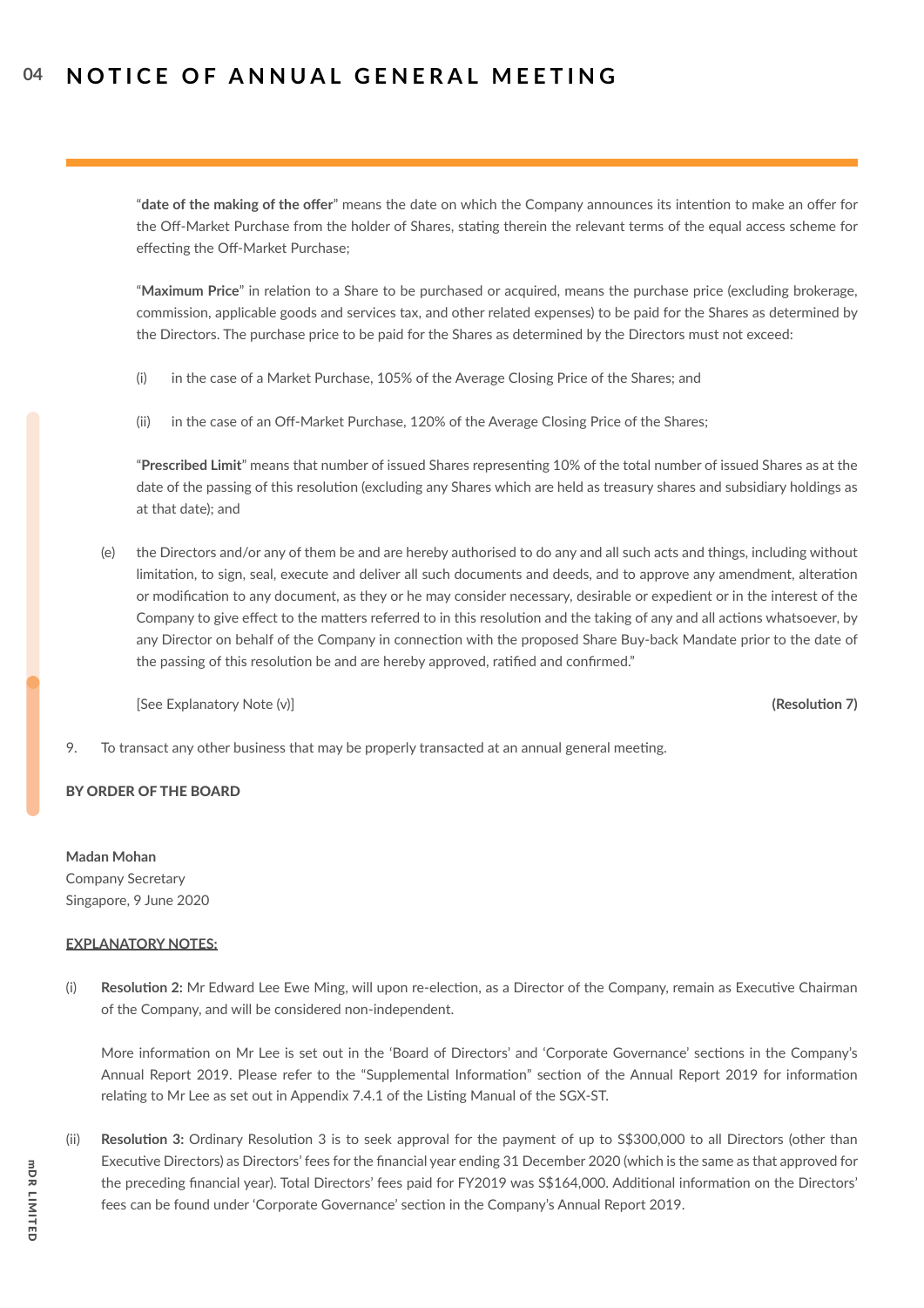"**date of the making of the offer**" means the date on which the Company announces its intention to make an offer for the Off-Market Purchase from the holder of Shares, stating therein the relevant terms of the equal access scheme for effecting the Off-Market Purchase;

"**Maximum Price**" in relation to a Share to be purchased or acquired, means the purchase price (excluding brokerage, commission, applicable goods and services tax, and other related expenses) to be paid for the Shares as determined by the Directors. The purchase price to be paid for the Shares as determined by the Directors must not exceed:

(i) in the case of a Market Purchase, 105% of the Average Closing Price of the Shares; and

(ii) in the case of an Off-Market Purchase, 120% of the Average Closing Price of the Shares;

"**Prescribed Limit**" means that number of issued Shares representing 10% of the total number of issued Shares as at the date of the passing of this resolution (excluding any Shares which are held as treasury shares and subsidiary holdings as at that date); and

(e) the Directors and/or any of them be and are hereby authorised to do any and all such acts and things, including without limitation, to sign, seal, execute and deliver all such documents and deeds, and to approve any amendment, alteration or modification to any document, as they or he may consider necessary, desirable or expedient or in the interest of the Company to give effect to the matters referred to in this resolution and the taking of any and all actions whatsoever, by any Director on behalf of the Company in connection with the proposed Share Buy-back Mandate prior to the date of the passing of this resolution be and are hereby approved, ratified and confirmed."

[See Explanatory Note (v)] **(Resolution 7)**

9. To transact any other business that may be properly transacted at an annual general meeting.

**BY ORDER OF THE BOARD**

**Madan Mohan**
Company Secretary
Singapore, 9 June 2020

**EXPLANATORY NOTES:**

(i) **Resolution 2:** Mr Edward Lee Ewe Ming, will upon re-election, as a Director of the Company, remain as Executive Chairman of the Company, and will be considered non-independent.

More information on Mr Lee is set out in the 'Board of Directors' and 'Corporate Governance' sections in the Company's Annual Report 2019. Please refer to the "Supplemental Information" section of the Annual Report 2019 for information relating to Mr Lee as set out in Appendix 7.4.1 of the Listing Manual of the SGX-ST.

(ii) **Resolution 3:** Ordinary Resolution 3 is to seek approval for the payment of up to S$300,000 to all Directors (other than Executive Directors) as Directors' fees for the financial year ending 31 December 2020 (which is the same as that approved for the preceding financial year). Total Directors' fees paid for FY2019 was S$164,000. Additional information on the Directors' fees can be found under 'Corporate Governance' section in the Company's Annual Report 2019.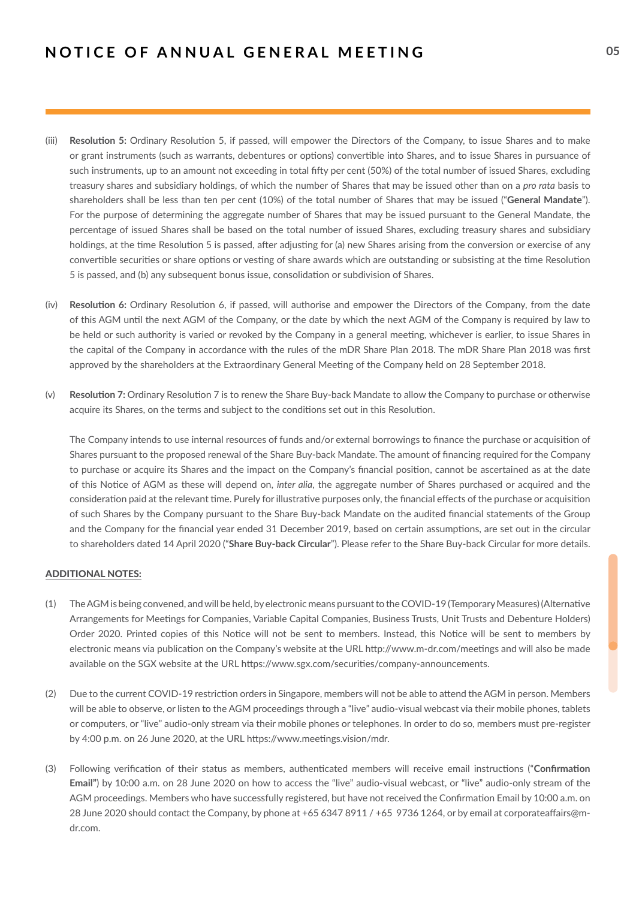(iii) **Resolution 5:** Ordinary Resolution 5, if passed, will empower the Directors of the Company, to issue Shares and to make or grant instruments (such as warrants, debentures or options) convertible into Shares, and to issue Shares in pursuance of such instruments, up to an amount not exceeding in total fifty per cent (50%) of the total number of issued Shares, excluding treasury shares and subsidiary holdings, of which the number of Shares that may be issued other than on a *pro rata* basis to shareholders shall be less than ten per cent (10%) of the total number of Shares that may be issued ("**General Mandate**"). For the purpose of determining the aggregate number of Shares that may be issued pursuant to the General Mandate, the percentage of issued Shares shall be based on the total number of issued Shares, excluding treasury shares and subsidiary holdings, at the time Resolution 5 is passed, after adjusting for (a) new Shares arising from the conversion or exercise of any convertible securities or share options or vesting of share awards which are outstanding or subsisting at the time Resolution 5 is passed, and (b) any subsequent bonus issue, consolidation or subdivision of Shares.

(iv) **Resolution 6:** Ordinary Resolution 6, if passed, will authorise and empower the Directors of the Company, from the date of this AGM until the next AGM of the Company, or the date by which the next AGM of the Company is required by law to be held or such authority is varied or revoked by the Company in a general meeting, whichever is earlier, to issue Shares in the capital of the Company in accordance with the rules of the mDR Share Plan 2018. The mDR Share Plan 2018 was first approved by the shareholders at the Extraordinary General Meeting of the Company held on 28 September 2018.

(v) **Resolution 7:** Ordinary Resolution 7 is to renew the Share Buy-back Mandate to allow the Company to purchase or otherwise acquire its Shares, on the terms and subject to the conditions set out in this Resolution.

The Company intends to use internal resources of funds and/or external borrowings to finance the purchase or acquisition of Shares pursuant to the proposed renewal of the Share Buy-back Mandate. The amount of financing required for the Company to purchase or acquire its Shares and the impact on the Company's financial position, cannot be ascertained as at the date of this Notice of AGM as these will depend on, *inter alia*, the aggregate number of Shares purchased or acquired and the consideration paid at the relevant time. Purely for illustrative purposes only, the financial effects of the purchase or acquisition of such Shares by the Company pursuant to the Share Buy-back Mandate on the audited financial statements of the Group and the Company for the financial year ended 31 December 2019, based on certain assumptions, are set out in the circular to shareholders dated 14 April 2020 ("**Share Buy-back Circular**"). Please refer to the Share Buy-back Circular for more details.

**ADDITIONAL NOTES:**

(1) The AGM is being convened, and will be held, by electronic means pursuant to the COVID-19 (Temporary Measures) (Alternative Arrangements for Meetings for Companies, Variable Capital Companies, Business Trusts, Unit Trusts and Debenture Holders) Order 2020. Printed copies of this Notice will not be sent to members. Instead, this Notice will be sent to members by electronic means via publication on the Company's website at the URL http://www.m-dr.com/meetings and will also be made available on the SGX website at the URL https://www.sgx.com/securities/company-announcements.

(2) Due to the current COVID-19 restriction orders in Singapore, members will not be able to attend the AGM in person. Members will be able to observe, or listen to the AGM proceedings through a "live" audio-visual webcast via their mobile phones, tablets or computers, or "live" audio-only stream via their mobile phones or telephones. In order to do so, members must pre-register by 4:00 p.m. on 26 June 2020, at the URL https://www.meetings.vision/mdr.

(3) Following verification of their status as members, authenticated members will receive email instructions ("**Confirmation Email**") by 10:00 a.m. on 28 June 2020 on how to access the "live" audio-visual webcast, or "live" audio-only stream of the AGM proceedings. Members who have successfully registered, but have not received the Confirmation Email by 10:00 a.m. on 28 June 2020 should contact the Company, by phone at +65 6347 8911 / +65 9736 1264, or by email at corporateaffairs@m-dr.com.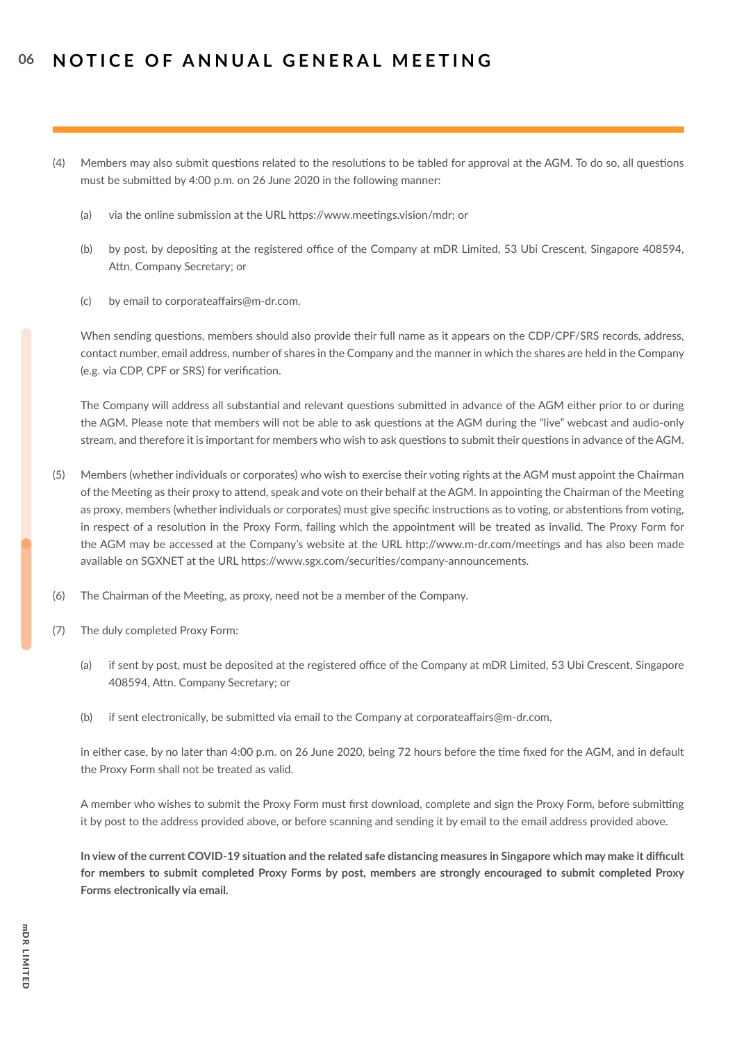(4) Members may also submit questions related to the resolutions to be tabled for approval at the AGM. To do so, all questions must be submitted by 4:00 p.m. on 26 June 2020 in the following manner:

(a) via the online submission at the URL https://www.meetings.vision/mdr; or

(b) by post, by depositing at the registered office of the Company at mDR Limited, 53 Ubi Crescent, Singapore 408594, Attn. Company Secretary; or

(c) by email to corporateaffairs@m-dr.com.

When sending questions, members should also provide their full name as it appears on the CDP/CPF/SRS records, address, contact number, email address, number of shares in the Company and the manner in which the shares are held in the Company (e.g. via CDP, CPF or SRS) for verification.

The Company will address all substantial and relevant questions submitted in advance of the AGM either prior to or during the AGM. Please note that members will not be able to ask questions at the AGM during the "live" webcast and audio-only stream, and therefore it is important for members who wish to ask questions to submit their questions in advance of the AGM.

(5) Members (whether individuals or corporates) who wish to exercise their voting rights at the AGM must appoint the Chairman of the Meeting as their proxy to attend, speak and vote on their behalf at the AGM. In appointing the Chairman of the Meeting as proxy, members (whether individuals or corporates) must give specific instructions as to voting, or abstentions from voting, in respect of a resolution in the Proxy Form, failing which the appointment will be treated as invalid. The Proxy Form for the AGM may be accessed at the Company's website at the URL http://www.m-dr.com/meetings and has also been made available on SGXNET at the URL https://www.sgx.com/securities/company-announcements.

(6) The Chairman of the Meeting, as proxy, need not be a member of the Company.

(7) The duly completed Proxy Form:

(a) if sent by post, must be deposited at the registered office of the Company at mDR Limited, 53 Ubi Crescent, Singapore 408594, Attn. Company Secretary; or

(b) if sent electronically, be submitted via email to the Company at corporateaffairs@m-dr.com,

in either case, by no later than 4:00 p.m. on 26 June 2020, being 72 hours before the time fixed for the AGM, and in default the Proxy Form shall not be treated as valid.

A member who wishes to submit the Proxy Form must first download, complete and sign the Proxy Form, before submitting it by post to the address provided above, or before scanning and sending it by email to the email address provided above.

**In view of the current COVID-19 situation and the related safe distancing measures in Singapore which may make it difficult for members to submit completed Proxy Forms by post, members are strongly encouraged to submit completed Proxy Forms electronically via email.**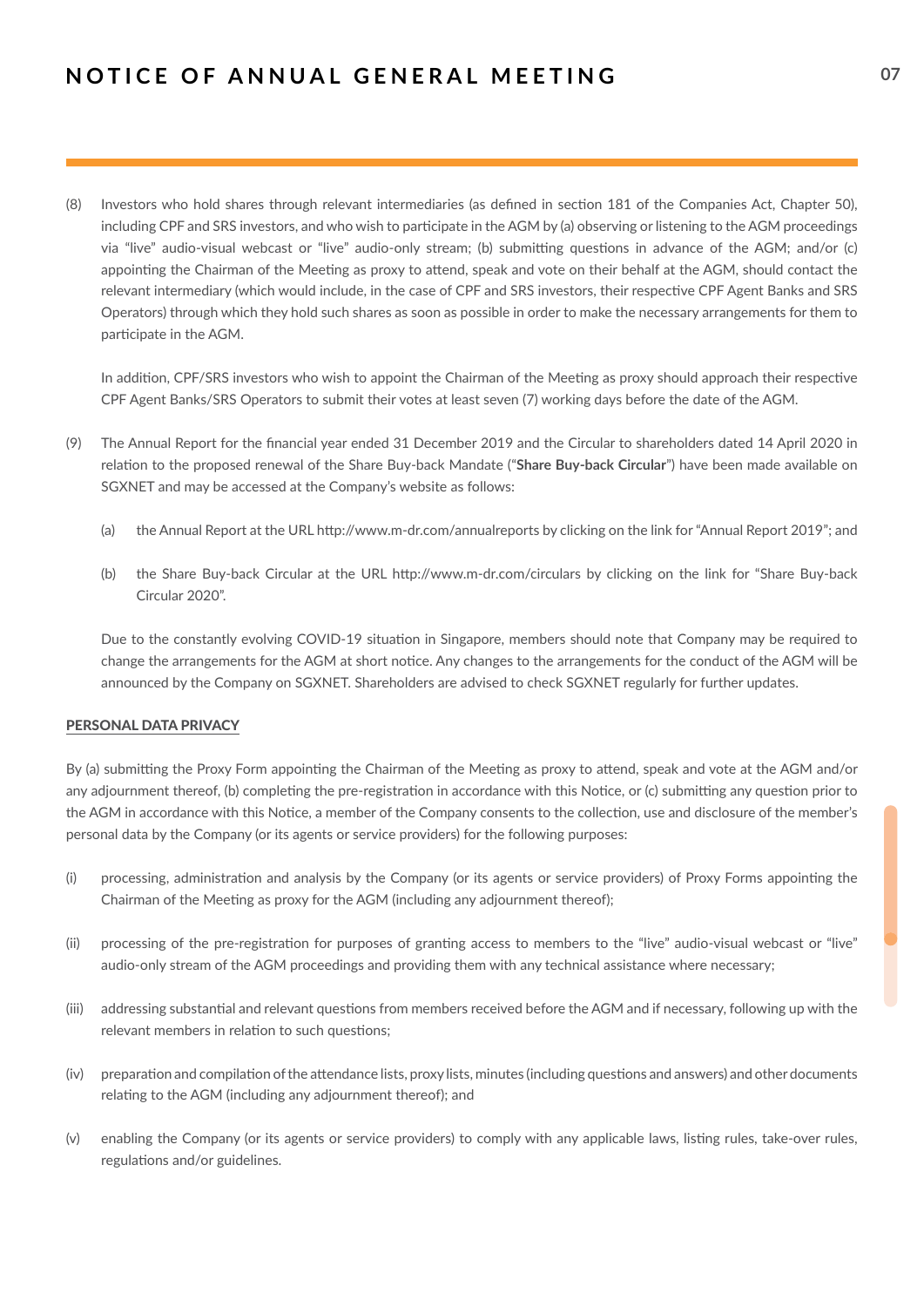(8) Investors who hold shares through relevant intermediaries (as defined in section 181 of the Companies Act, Chapter 50), including CPF and SRS investors, and who wish to participate in the AGM by (a) observing or listening to the AGM proceedings via "live" audio-visual webcast or "live" audio-only stream; (b) submitting questions in advance of the AGM; and/or (c) appointing the Chairman of the Meeting as proxy to attend, speak and vote on their behalf at the AGM, should contact the relevant intermediary (which would include, in the case of CPF and SRS investors, their respective CPF Agent Banks and SRS Operators) through which they hold such shares as soon as possible in order to make the necessary arrangements for them to participate in the AGM.

In addition, CPF/SRS investors who wish to appoint the Chairman of the Meeting as proxy should approach their respective CPF Agent Banks/SRS Operators to submit their votes at least seven (7) working days before the date of the AGM.

(9) The Annual Report for the financial year ended 31 December 2019 and the Circular to shareholders dated 14 April 2020 in relation to the proposed renewal of the Share Buy-back Mandate ("**Share Buy-back Circular**") have been made available on SGXNET and may be accessed at the Company's website as follows:

(a) the Annual Report at the URL http://www.m-dr.com/annualreports by clicking on the link for "Annual Report 2019"; and

(b) the Share Buy-back Circular at the URL http://www.m-dr.com/circulars by clicking on the link for "Share Buy-back Circular 2020".

Due to the constantly evolving COVID-19 situation in Singapore, members should note that Company may be required to change the arrangements for the AGM at short notice. Any changes to the arrangements for the conduct of the AGM will be announced by the Company on SGXNET. Shareholders are advised to check SGXNET regularly for further updates.

## PERSONAL DATA PRIVACY

By (a) submitting the Proxy Form appointing the Chairman of the Meeting as proxy to attend, speak and vote at the AGM and/or any adjournment thereof, (b) completing the pre-registration in accordance with this Notice, or (c) submitting any question prior to the AGM in accordance with this Notice, a member of the Company consents to the collection, use and disclosure of the member's personal data by the Company (or its agents or service providers) for the following purposes:

(i) processing, administration and analysis by the Company (or its agents or service providers) of Proxy Forms appointing the Chairman of the Meeting as proxy for the AGM (including any adjournment thereof);

(ii) processing of the pre-registration for purposes of granting access to members to the "live" audio-visual webcast or "live" audio-only stream of the AGM proceedings and providing them with any technical assistance where necessary;

(iii) addressing substantial and relevant questions from members received before the AGM and if necessary, following up with the relevant members in relation to such questions;

(iv) preparation and compilation of the attendance lists, proxy lists, minutes (including questions and answers) and other documents relating to the AGM (including any adjournment thereof); and

(v) enabling the Company (or its agents or service providers) to comply with any applicable laws, listing rules, take-over rules, regulations and/or guidelines.